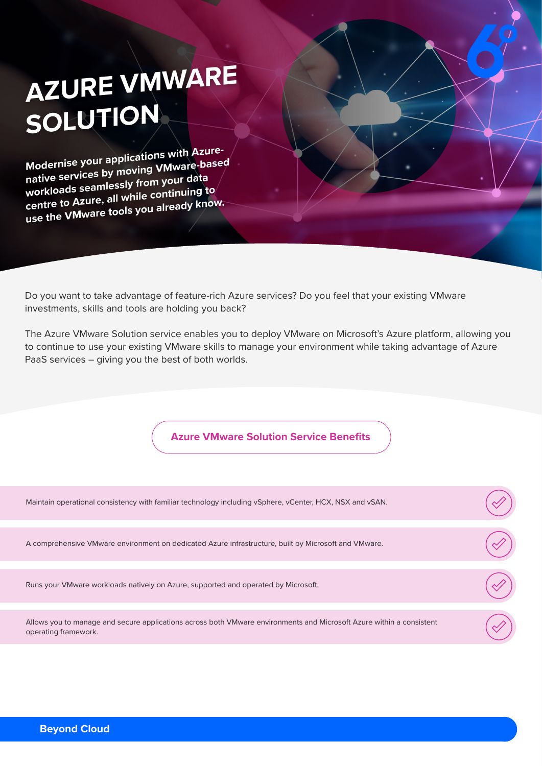# AZURE VMWARE SOLUTION

**Modernise your applications with Azure-native services by moving VMware-based workloads seamlessly from your data centre to Azure, all while continuing to use the VMware tools you already know.**

Do you want to take advantage of feature-rich Azure services? Do you feel that your existing VMware investments, skills and tools are holding you back?

The Azure VMware Solution service enables you to deploy VMware on Microsoft's Azure platform, allowing you to continue to use your existing VMware skills to manage your environment while taking advantage of Azure PaaS services – giving you the best of both worlds.

## Azure VMware Solution Service Benefits

- Maintain operational consistency with familiar technology including vSphere, vCenter, HCX, NSX and vSAN.
- A comprehensive VMware environment on dedicated Azure infrastructure, built by Microsoft and VMware.
- Runs your VMware workloads natively on Azure, supported and operated by Microsoft.
- Allows you to manage and secure applications across both VMware environments and Microsoft Azure within a consistent operating framework.

**Beyond Cloud**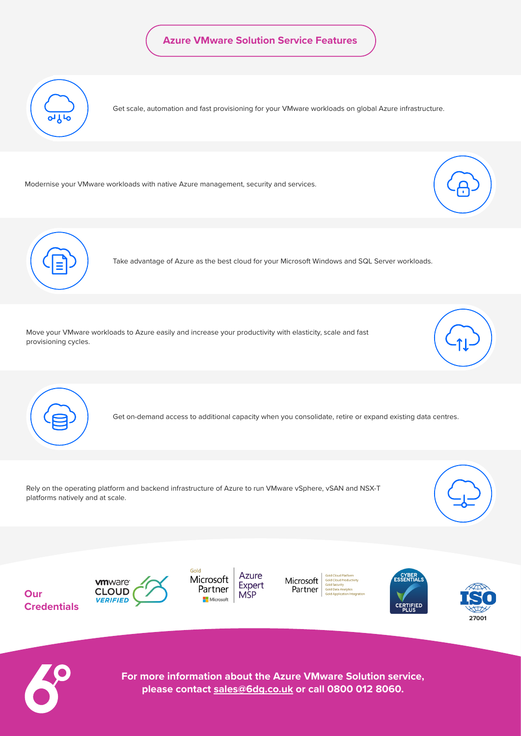## Azure VMware Solution Service Features

Get scale, automation and fast provisioning for your VMware workloads on global Azure infrastructure.

Modernise your VMware workloads with native Azure management, security and services.

Take advantage of Azure as the best cloud for your Microsoft Windows and SQL Server workloads.

Move your VMware workloads to Azure easily and increase your productivity with elasticity, scale and fast provisioning cycles.

Get on-demand access to additional capacity when you consolidate, retire or expand existing data centres.

Rely on the operating platform and backend infrastructure of Azure to run VMware vSphere, vSAN and NSX-T platforms natively and at scale.

**Our Credentials**

vmware CLOUD VERIFIED

Gold Microsoft Partner | Azure Expert MSP

Microsoft Partner | Gold Cloud Platform, Gold Cloud Productivity, Gold Security, Gold Data Analytics, Gold Application Integration

CYBER ESSENTIALS CERTIFIED PLUS

ISO 27001

**For more information about the Azure VMware Solution service, please contact sales@6dg.co.uk or call 0800 012 8060.**